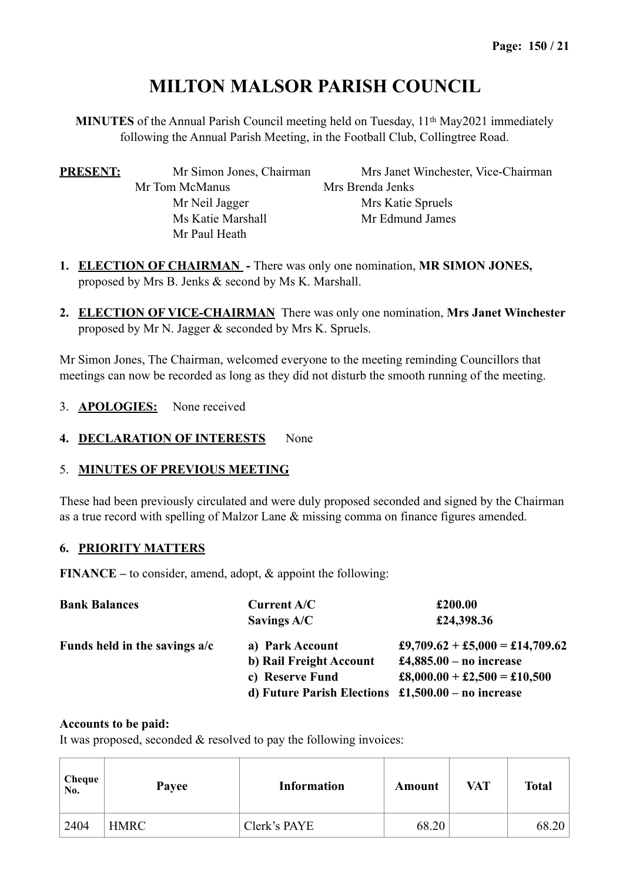# MILTON MALSOR PARISH COUNCIL

**MINUTES** of the Annual Parish Council meeting held on Tuesday, 11th May2021 immediately following the Annual Parish Meeting, in the Football Club, Collingtree Road.

**PRESENT:** Mr Simon Jones, Chairman, Mrs Janet Winchester, Vice-Chairman, Mr Tom McManus, Mrs Brenda Jenks, Mr Neil Jagger, Mrs Katie Spruels, Ms Katie Marshall, Mr Edmund James, Mr Paul Heath

1. **ELECTION OF CHAIRMAN -** There was only one nomination, **MR SIMON JONES,** proposed by Mrs B. Jenks & second by Ms K. Marshall.

2. **ELECTION OF VICE-CHAIRMAN** There was only one nomination, **Mrs Janet Winchester** proposed by Mr N. Jagger & seconded by Mrs K. Spruels.

Mr Simon Jones, The Chairman, welcomed everyone to the meeting reminding Councillors that meetings can now be recorded as long as they did not disturb the smooth running of the meeting.

3. **APOLOGIES:** None received

4. **DECLARATION OF INTERESTS** None

5. **MINUTES OF PREVIOUS MEETING**

These had been previously circulated and were duly proposed seconded and signed by the Chairman as a true record with spelling of Malzor Lane & missing comma on finance figures amended.

6. **PRIORITY MATTERS**

**FINANCE –** to consider, amend, adopt, & appoint the following:

| | | |
|---|---|---|
| **Bank Balances** | **Current A/C** | **£200.00** |
| | **Savings A/C** | **£24,398.36** |
| **Funds held in the savings a/c** | **a) Park Account** | **£9,709.62 + £5,000 = £14,709.62** |
| | **b) Rail Freight Account** | **£4,885.00 – no increase** |
| | **c) Reserve Fund** | **£8,000.00 + £2,500 = £10,500** |
| | **d) Future Parish Elections** | **£1,500.00 – no increase** |

**Accounts to be paid:**
It was proposed, seconded & resolved to pay the following invoices:

| Cheque No. | Payee | Information | Amount | VAT | Total |
|---|---|---|---|---|---|
| 2404 | HMRC | Clerk's PAYE | 68.20 | | 68.20 |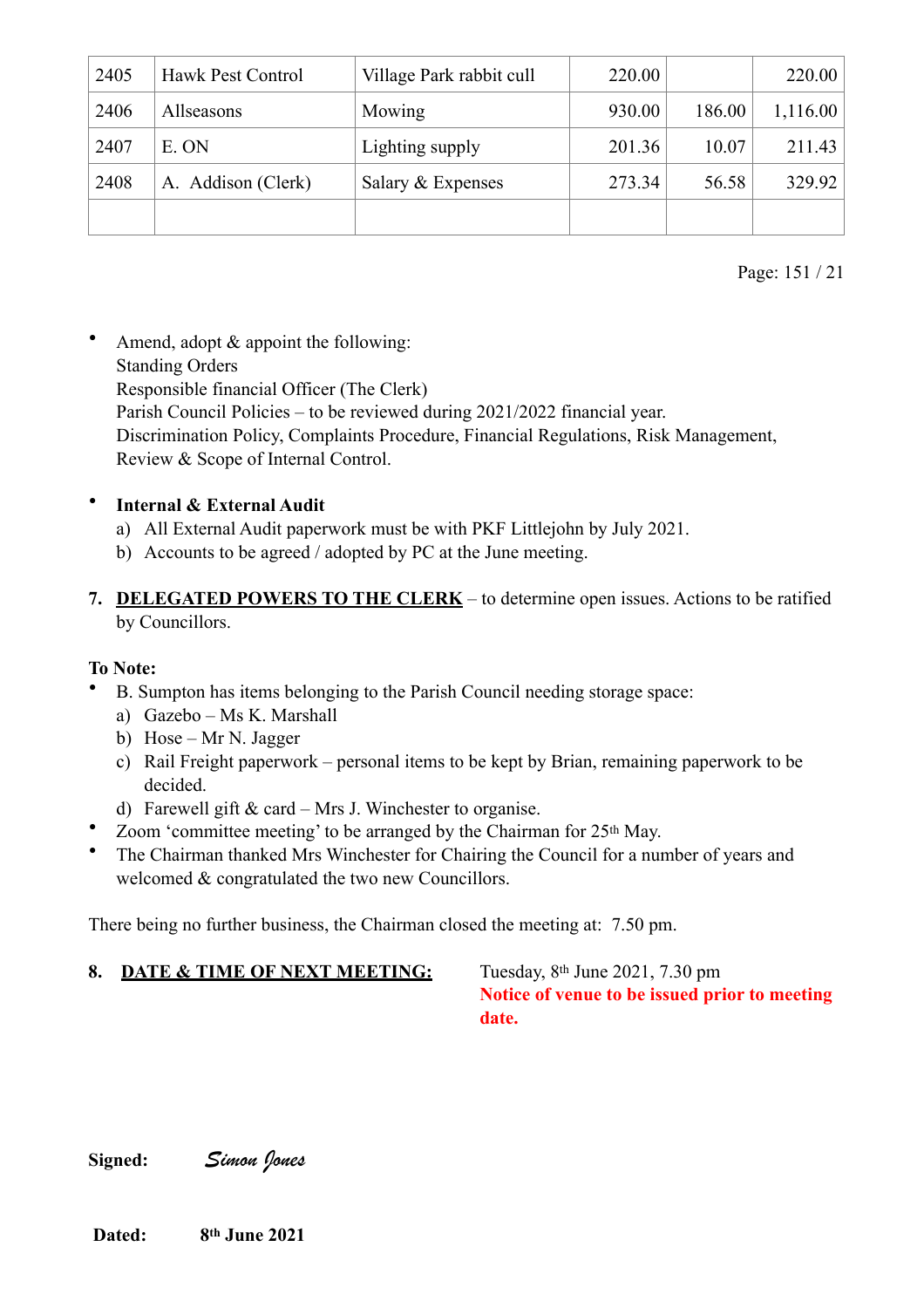| | | | | | |
|---|---|---|---|---|---|
| 2405 | Hawk Pest Control | Village Park rabbit cull | 220.00 | | 220.00 |
| 2406 | Allseasons | Mowing | 930.00 | 186.00 | 1,116.00 |
| 2407 | E. ON | Lighting supply | 201.36 | 10.07 | 211.43 |
| 2408 | A. Addison (Clerk) | Salary & Expenses | 273.34 | 56.58 | 329.92 |
| | | | | | |

Page: 151 / 21

- Amend, adopt & appoint the following:
  Standing Orders
  Responsible financial Officer (The Clerk)
  Parish Council Policies – to be reviewed during 2021/2022 financial year.
  Discrimination Policy, Complaints Procedure, Financial Regulations, Risk Management, Review & Scope of Internal Control.

- **Internal & External Audit**
  a) All External Audit paperwork must be with PKF Littlejohn by July 2021.
  b) Accounts to be agreed / adopted by PC at the June meeting.

7. **DELEGATED POWERS TO THE CLERK** – to determine open issues. Actions to be ratified by Councillors.

**To Note:**

- B. Sumpton has items belonging to the Parish Council needing storage space:
  a) Gazebo – Ms K. Marshall
  b) Hose – Mr N. Jagger
  c) Rail Freight paperwork – personal items to be kept by Brian, remaining paperwork to be decided.
  d) Farewell gift & card – Mrs J. Winchester to organise.
- Zoom 'committee meeting' to be arranged by the Chairman for 25th May.
- The Chairman thanked Mrs Winchester for Chairing the Council for a number of years and welcomed & congratulated the two new Councillors.

There being no further business, the Chairman closed the meeting at: 7.50 pm.

8. **DATE & TIME OF NEXT MEETING:** Tuesday, 8th June 2021, 7.30 pm
   **Notice of venue to be issued prior to meeting date.**

**Signed:** *Simon Jones*

**Dated:** **8th June 2021**